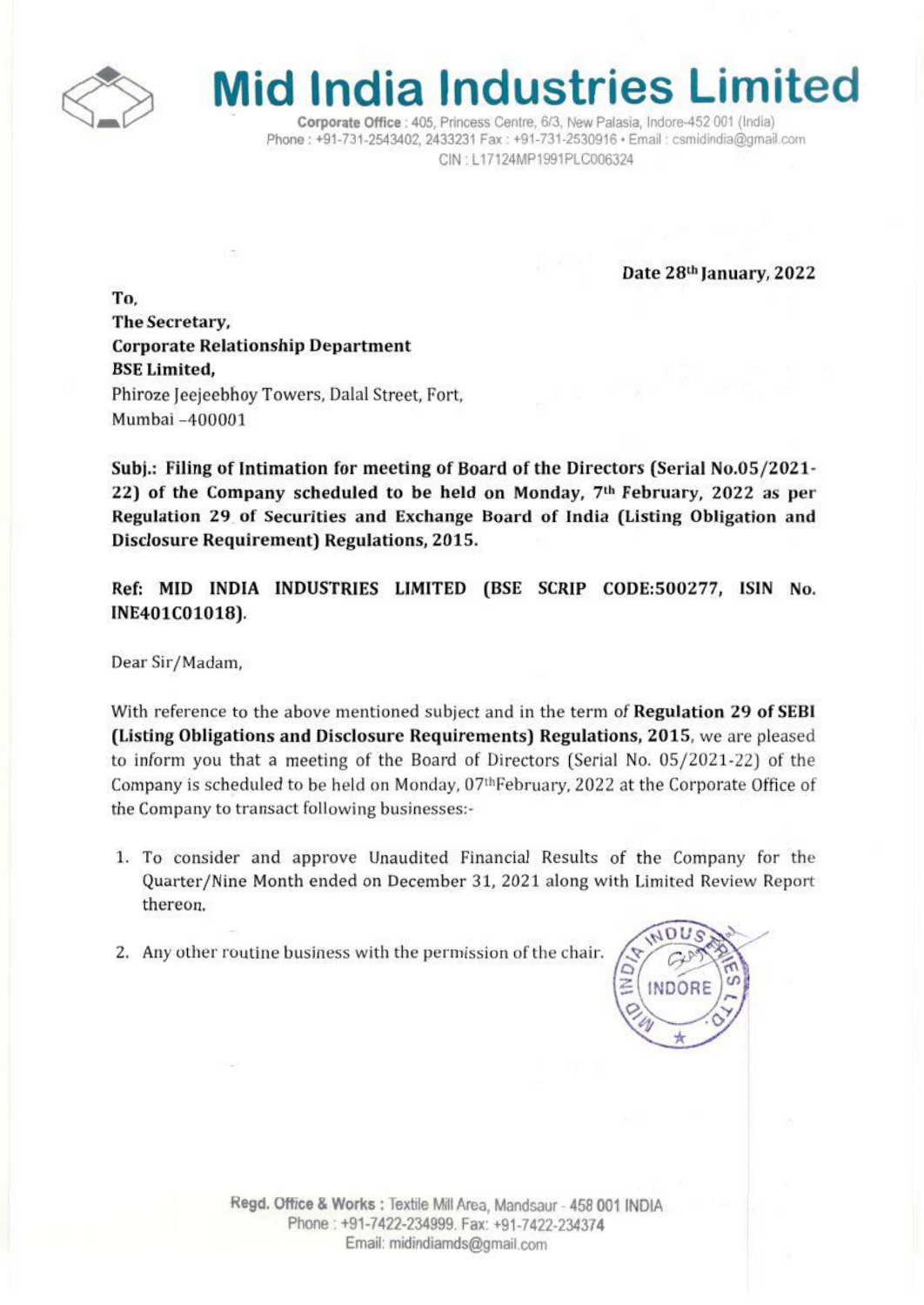# Mid India Industries Limited

**Corporate Office** : 405, Princess Centre, 6/3, New Palasia, Indore-452 001 (India)
Phone : +91-731-2543402, 2433231 Fax : +91-731-2530916 • Email : csmidindia@gmail.com
CIN : L17124MP1991PLC006324

**Date 28th January, 2022**

**To,**
**The Secretary,**
**Corporate Relationship Department**
**BSE Limited,**
Phiroze Jeejeebhoy Towers, Dalal Street, Fort,
Mumbai –400001

**Subj.: Filing of Intimation for meeting of Board of the Directors (Serial No.05/2021-22) of the Company scheduled to be held on Monday, 7th February, 2022 as per Regulation 29 of Securities and Exchange Board of India (Listing Obligation and Disclosure Requirement) Regulations, 2015.**

**Ref: MID INDIA INDUSTRIES LIMITED (BSE SCRIP CODE:500277, ISIN No. INE401C01018).**

Dear Sir/Madam,

With reference to the above mentioned subject and in the term of **Regulation 29 of SEBI (Listing Obligations and Disclosure Requirements) Regulations, 2015**, we are pleased to inform you that a meeting of the Board of Directors (Serial No. 05/2021-22) of the Company is scheduled to be held on Monday, 07th February, 2022 at the Corporate Office of the Company to transact following businesses:-

1. To consider and approve Unaudited Financial Results of the Company for the Quarter/Nine Month ended on December 31, 2021 along with Limited Review Report thereon.
2. Any other routine business with the permission of the chair.

MID INDIA INDUSTRIES LTD. INDORE

**Regd. Office & Works :** Textile Mill Area, Mandsaur - 458 001 INDIA
Phone : +91-7422-234999. Fax: +91-7422-234374
Email: midindiamds@gmail.com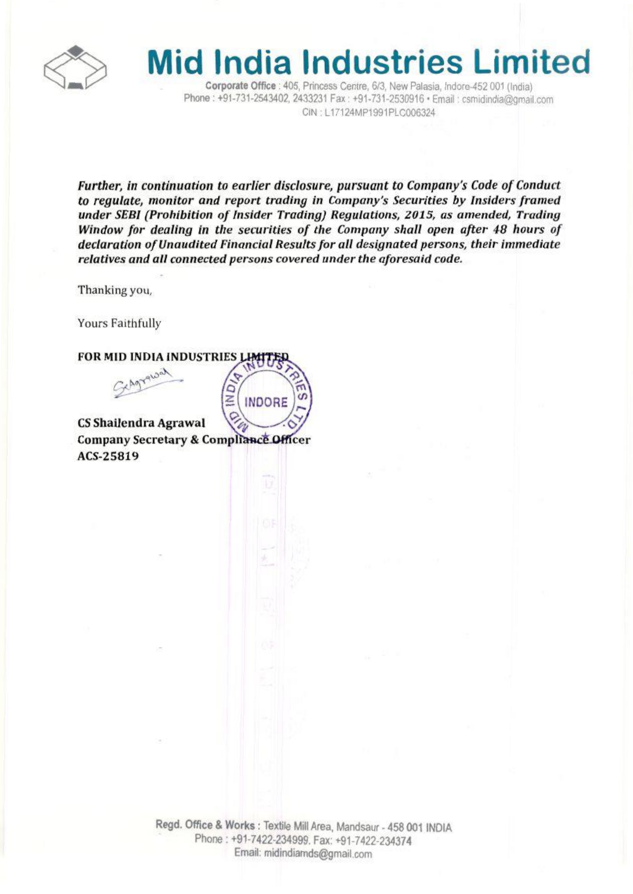# Mid India Industries Limited

Corporate Office : 405, Princess Centre, 6/3, New Palasia, Indore-452 001 (India)
Phone : +91-731-2543402, 2433231 Fax : +91-731-2530916 • Email : csmidindia@gmail.com
CIN : L17124MP1991PLC006324

***Further, in continuation to earlier disclosure, pursuant to Company's Code of Conduct to regulate, monitor and report trading in Company's Securities by Insiders framed under SEBI (Prohibition of Insider Trading) Regulations, 2015, as amended, Trading Window for dealing in the securities of the Company shall open after 48 hours of declaration of Unaudited Financial Results for all designated persons, their immediate relatives and all connected persons covered under the aforesaid code.***

Thanking you,

Yours Faithfully

**FOR MID INDIA INDUSTRIES LIMITED**

**CS Shailendra Agrawal**
**Company Secretary & Compliance Officer**
**ACS-25819**

Regd. Office & Works : Textile Mill Area, Mandsaur - 458 001 INDIA
Phone : +91-7422-234999, Fax: +91-7422-234374
Email: midindiamds@gmail.com